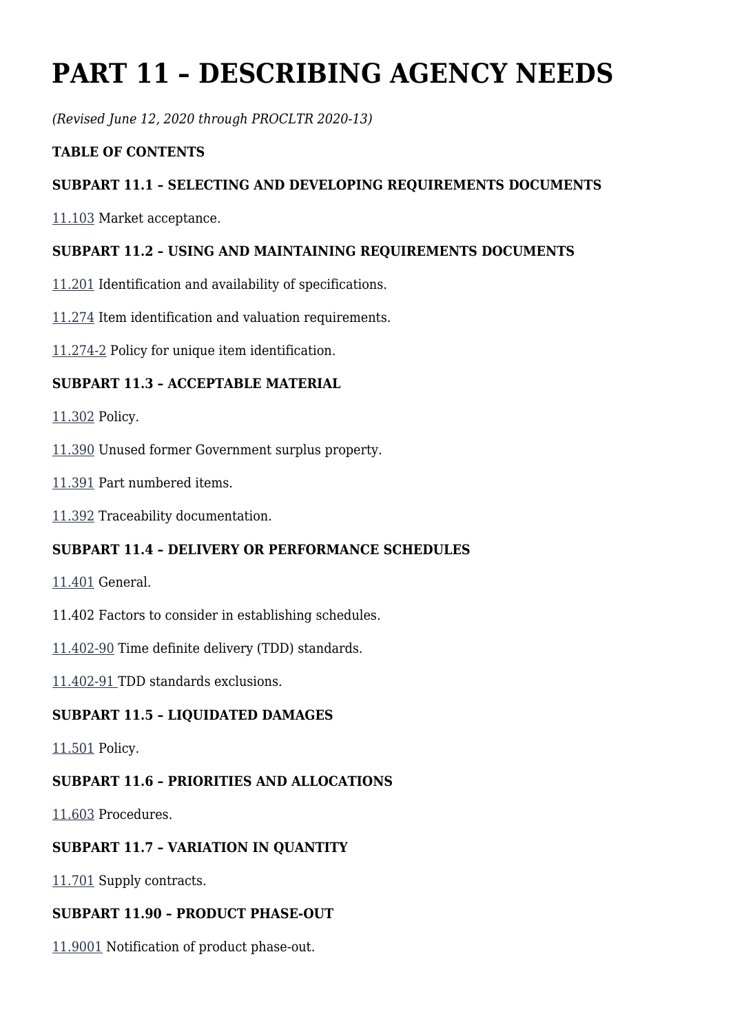# PART 11 – DESCRIBING AGENCY NEEDS

*(Revised June 12, 2020 through PROCLTR 2020-13)*

**TABLE OF CONTENTS**

**SUBPART 11.1 – SELECTING AND DEVELOPING REQUIREMENTS DOCUMENTS**

11.103 Market acceptance.

**SUBPART 11.2 – USING AND MAINTAINING REQUIREMENTS DOCUMENTS**

11.201 Identification and availability of specifications.

11.274 Item identification and valuation requirements.

11.274-2 Policy for unique item identification.

**SUBPART 11.3 – ACCEPTABLE MATERIAL**

11.302 Policy.

11.390 Unused former Government surplus property.

11.391 Part numbered items.

11.392 Traceability documentation.

**SUBPART 11.4 – DELIVERY OR PERFORMANCE SCHEDULES**

11.401 General.

11.402 Factors to consider in establishing schedules.

11.402-90 Time definite delivery (TDD) standards.

11.402-91 TDD standards exclusions.

**SUBPART 11.5 – LIQUIDATED DAMAGES**

11.501 Policy.

**SUBPART 11.6 – PRIORITIES AND ALLOCATIONS**

11.603 Procedures.

**SUBPART 11.7 – VARIATION IN QUANTITY**

11.701 Supply contracts.

**SUBPART 11.90 – PRODUCT PHASE-OUT**

11.9001 Notification of product phase-out.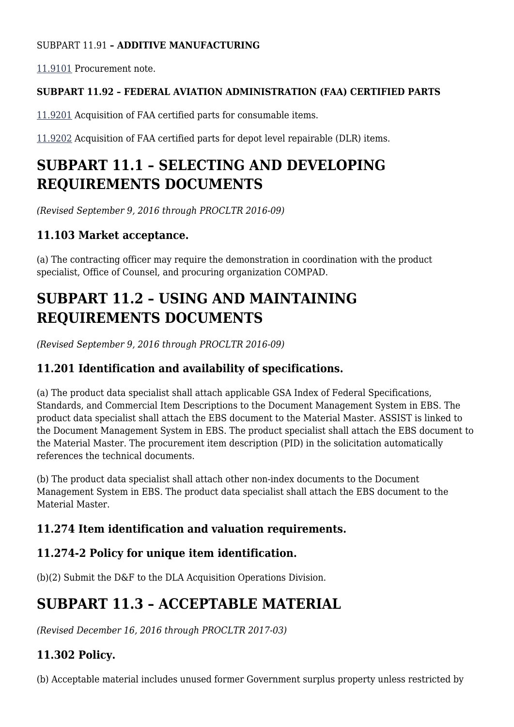SUBPART 11.91 **– ADDITIVE MANUFACTURING**

11.9101 Procurement note.

**SUBPART 11.92 – FEDERAL AVIATION ADMINISTRATION (FAA) CERTIFIED PARTS**

11.9201 Acquisition of FAA certified parts for consumable items.

11.9202 Acquisition of FAA certified parts for depot level repairable (DLR) items.

# SUBPART 11.1 – SELECTING AND DEVELOPING REQUIREMENTS DOCUMENTS

*(Revised September 9, 2016 through PROCLTR 2016-09)*

## 11.103 Market acceptance.

(a) The contracting officer may require the demonstration in coordination with the product specialist, Office of Counsel, and procuring organization COMPAD.

# SUBPART 11.2 – USING AND MAINTAINING REQUIREMENTS DOCUMENTS

*(Revised September 9, 2016 through PROCLTR 2016-09)*

## 11.201 Identification and availability of specifications.

(a) The product data specialist shall attach applicable GSA Index of Federal Specifications, Standards, and Commercial Item Descriptions to the Document Management System in EBS. The product data specialist shall attach the EBS document to the Material Master. ASSIST is linked to the Document Management System in EBS. The product specialist shall attach the EBS document to the Material Master. The procurement item description (PID) in the solicitation automatically references the technical documents.

(b) The product data specialist shall attach other non-index documents to the Document Management System in EBS. The product data specialist shall attach the EBS document to the Material Master.

## 11.274 Item identification and valuation requirements.

## 11.274-2 Policy for unique item identification.

(b)(2) Submit the D&F to the DLA Acquisition Operations Division.

# SUBPART 11.3 – ACCEPTABLE MATERIAL

*(Revised December 16, 2016 through PROCLTR 2017-03)*

## 11.302 Policy.

(b) Acceptable material includes unused former Government surplus property unless restricted by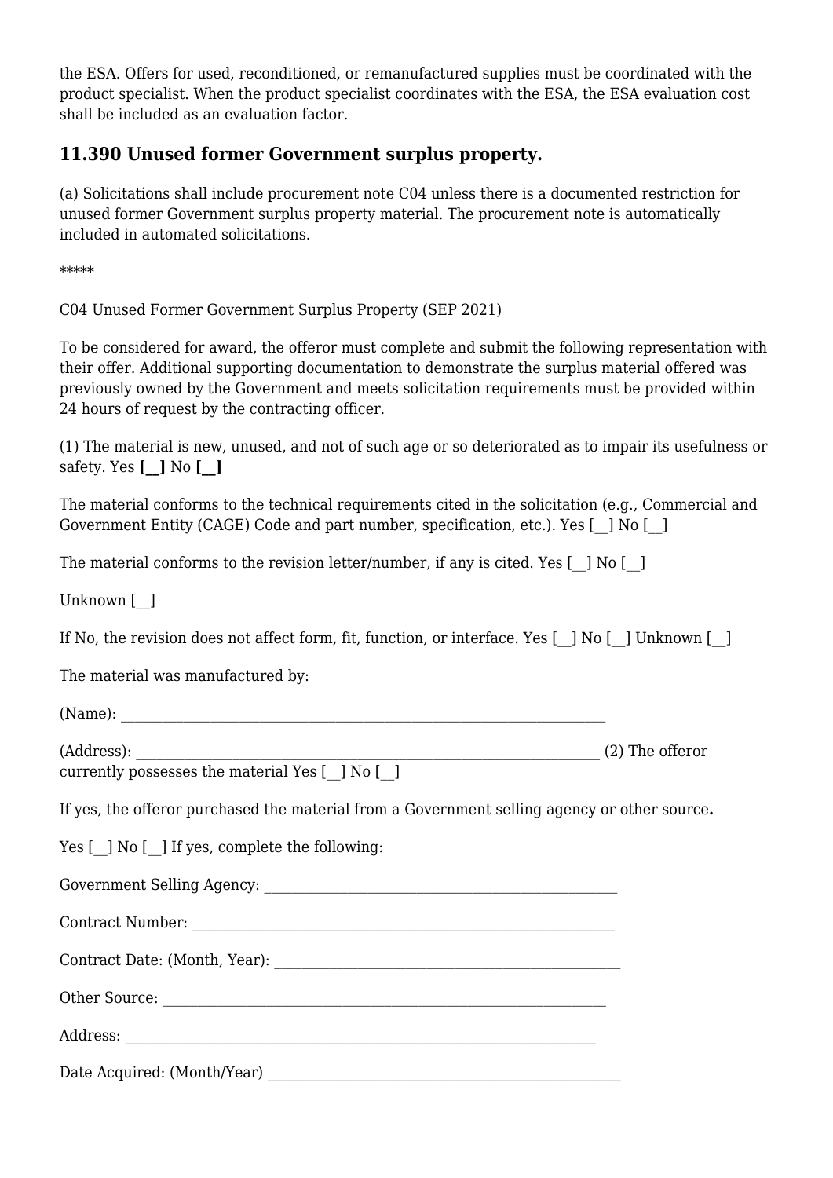the ESA. Offers for used, reconditioned, or remanufactured supplies must be coordinated with the product specialist. When the product specialist coordinates with the ESA, the ESA evaluation cost shall be included as an evaluation factor.

## 11.390 Unused former Government surplus property.

(a) Solicitations shall include procurement note C04 unless there is a documented restriction for unused former Government surplus property material. The procurement note is automatically included in automated solicitations.

*****

C04 Unused Former Government Surplus Property (SEP 2021)

To be considered for award, the offeror must complete and submit the following representation with their offer. Additional supporting documentation to demonstrate the surplus material offered was previously owned by the Government and meets solicitation requirements must be provided within 24 hours of request by the contracting officer.

(1) The material is new, unused, and not of such age or so deteriorated as to impair its usefulness or safety. Yes **[__]** No **[__]**

The material conforms to the technical requirements cited in the solicitation (e.g., Commercial and Government Entity (CAGE) Code and part number, specification, etc.). Yes [__] No [__]

The material conforms to the revision letter/number, if any is cited. Yes [__] No [__]

Unknown [__]

If No, the revision does not affect form, fit, function, or interface. Yes [__] No [__] Unknown [__]

The material was manufactured by:

(Name): ______________________________________________________________________

(Address): __________________________________________________________________ (2) The offeror currently possesses the material Yes [__] No [__]

If yes, the offeror purchased the material from a Government selling agency or other source**.**

Yes [__] No [__] If yes, complete the following:

Government Selling Agency: _______________________________________________________

Contract Number: ______________________________________________________________

Contract Date: (Month, Year): _____________________________________________________

Other Source: _________________________________________________________________

Address: _____________________________________________________________________

Date Acquired: (Month/Year) ______________________________________________________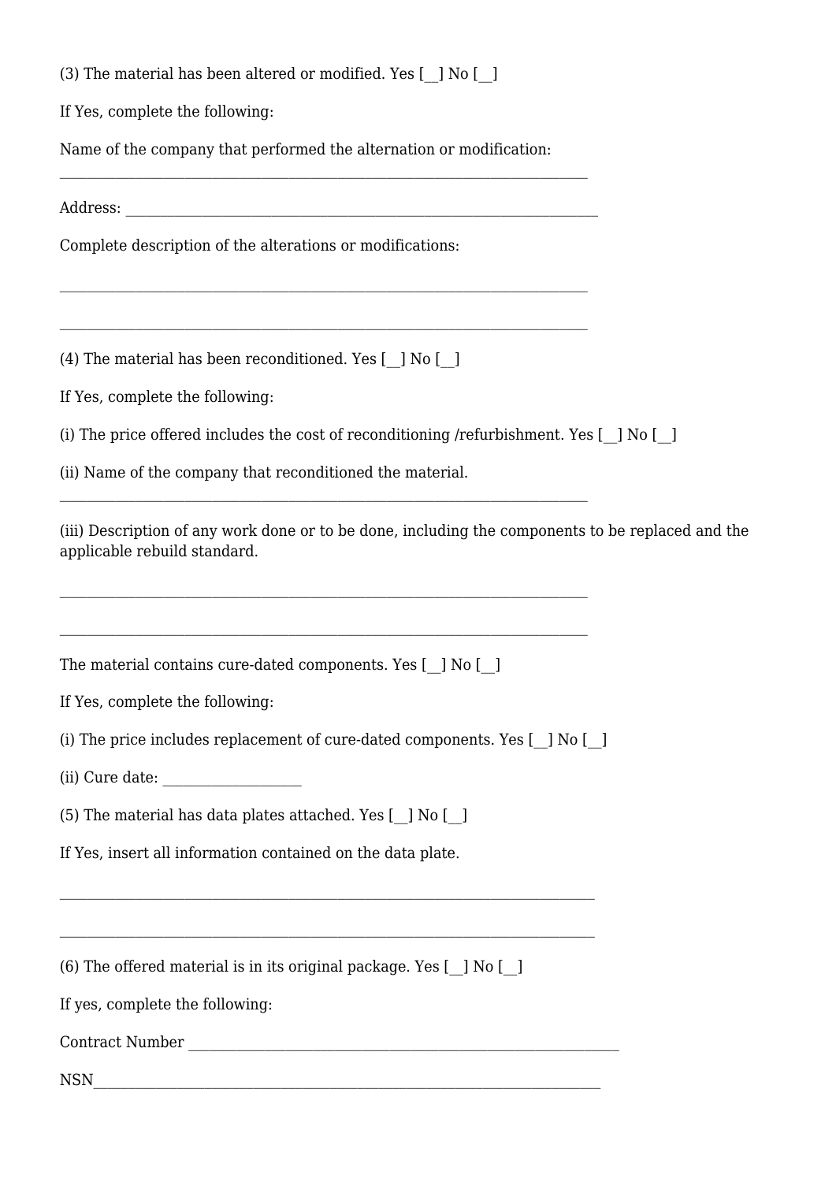(3) The material has been altered or modified. Yes [__] No [__]

If Yes, complete the following:

Name of the company that performed the alternation or modification:

___________________________________________________________________________

Address: ___________________________________________________________________

Complete description of the alterations or modifications:

___________________________________________________________________________

___________________________________________________________________________

(4) The material has been reconditioned. Yes [__] No [__]

If Yes, complete the following:

(i) The price offered includes the cost of reconditioning /refurbishment. Yes [__] No [__]

(ii) Name of the company that reconditioned the material.

___________________________________________________________________________

(iii) Description of any work done or to be done, including the components to be replaced and the applicable rebuild standard.

___________________________________________________________________________

___________________________________________________________________________

The material contains cure-dated components. Yes [__] No [__]

If Yes, complete the following:

(i) The price includes replacement of cure-dated components. Yes [__] No [__]

(ii) Cure date: ___________________

(5) The material has data plates attached. Yes [__] No [__]

If Yes, insert all information contained on the data plate.

___________________________________________________________________________

___________________________________________________________________________

(6) The offered material is in its original package. Yes [__] No [__]

If yes, complete the following:

Contract Number ______________________________________________________________

NSN_________________________________________________________________________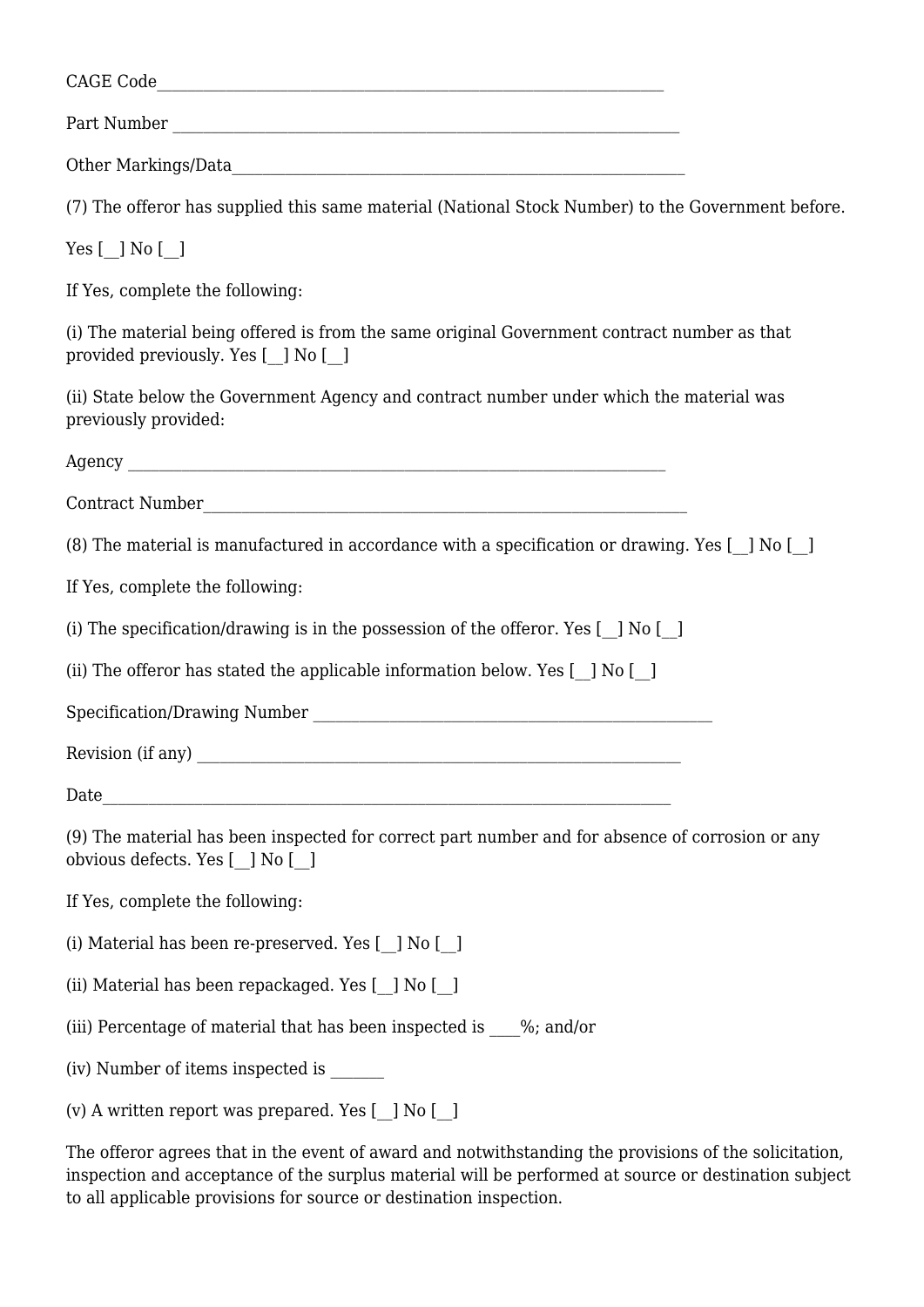CAGE Code_______________________________________________________________

Part Number ______________________________________________________________

Other Markings/Data________________________________________________________

(7) The offeror has supplied this same material (National Stock Number) to the Government before.

Yes [__] No [__]

If Yes, complete the following:

(i) The material being offered is from the same original Government contract number as that provided previously. Yes [__] No [__]

(ii) State below the Government Agency and contract number under which the material was previously provided:

Agency _________________________________________________________________

Contract Number__________________________________________________________

(8) The material is manufactured in accordance with a specification or drawing. Yes [__] No [__]

If Yes, complete the following:

(i) The specification/drawing is in the possession of the offeror. Yes [__] No [__]

(ii) The offeror has stated the applicable information below. Yes [__] No [__]

Specification/Drawing Number ___________________________________________

Revision (if any) _____________________________________________________

Date_____________________________________________________________________

(9) The material has been inspected for correct part number and for absence of corrosion or any obvious defects. Yes [__] No [__]

If Yes, complete the following:

(i) Material has been re-preserved. Yes [__] No [__]

(ii) Material has been repackaged. Yes [__] No [__]

(iii) Percentage of material that has been inspected is ____%; and/or

(iv) Number of items inspected is _______

(v) A written report was prepared. Yes [__] No [__]

The offeror agrees that in the event of award and notwithstanding the provisions of the solicitation, inspection and acceptance of the surplus material will be performed at source or destination subject to all applicable provisions for source or destination inspection.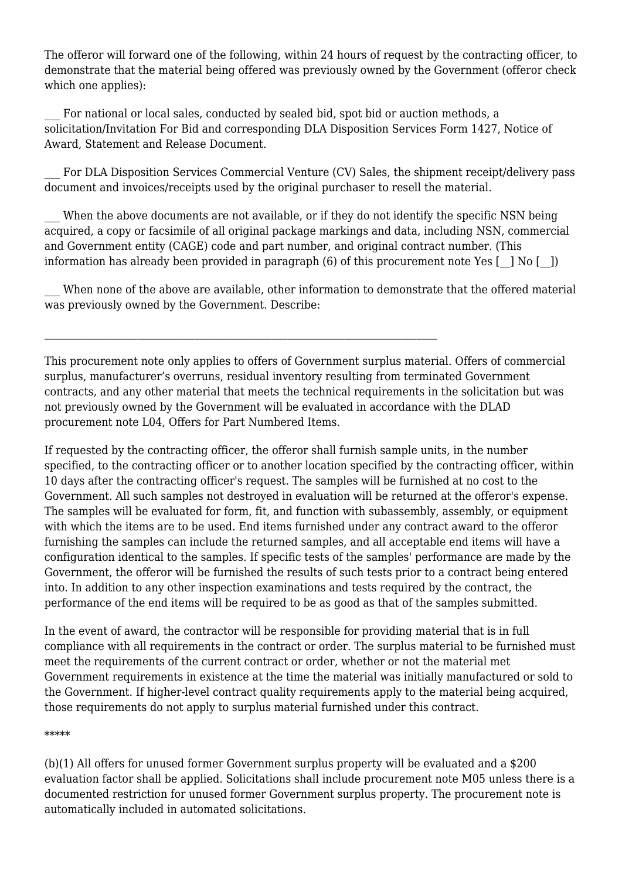The offeror will forward one of the following, within 24 hours of request by the contracting officer, to demonstrate that the material being offered was previously owned by the Government (offeror check which one applies):

___ For national or local sales, conducted by sealed bid, spot bid or auction methods, a solicitation/Invitation For Bid and corresponding DLA Disposition Services Form 1427, Notice of Award, Statement and Release Document.

___ For DLA Disposition Services Commercial Venture (CV) Sales, the shipment receipt/delivery pass document and invoices/receipts used by the original purchaser to resell the material.

___ When the above documents are not available, or if they do not identify the specific NSN being acquired, a copy or facsimile of all original package markings and data, including NSN, commercial and Government entity (CAGE) code and part number, and original contract number. (This information has already been provided in paragraph (6) of this procurement note Yes [__] No [__])

___ When none of the above are available, other information to demonstrate that the offered material was previously owned by the Government. Describe:

_______________________________________________________________________________

This procurement note only applies to offers of Government surplus material. Offers of commercial surplus, manufacturer's overruns, residual inventory resulting from terminated Government contracts, and any other material that meets the technical requirements in the solicitation but was not previously owned by the Government will be evaluated in accordance with the DLAD procurement note L04, Offers for Part Numbered Items.

If requested by the contracting officer, the offeror shall furnish sample units, in the number specified, to the contracting officer or to another location specified by the contracting officer, within 10 days after the contracting officer's request. The samples will be furnished at no cost to the Government. All such samples not destroyed in evaluation will be returned at the offeror's expense. The samples will be evaluated for form, fit, and function with subassembly, assembly, or equipment with which the items are to be used. End items furnished under any contract award to the offeror furnishing the samples can include the returned samples, and all acceptable end items will have a configuration identical to the samples. If specific tests of the samples' performance are made by the Government, the offeror will be furnished the results of such tests prior to a contract being entered into. In addition to any other inspection examinations and tests required by the contract, the performance of the end items will be required to be as good as that of the samples submitted.

In the event of award, the contractor will be responsible for providing material that is in full compliance with all requirements in the contract or order. The surplus material to be furnished must meet the requirements of the current contract or order, whether or not the material met Government requirements in existence at the time the material was initially manufactured or sold to the Government. If higher-level contract quality requirements apply to the material being acquired, those requirements do not apply to surplus material furnished under this contract.

*****

(b)(1) All offers for unused former Government surplus property will be evaluated and a $200 evaluation factor shall be applied. Solicitations shall include procurement note M05 unless there is a documented restriction for unused former Government surplus property. The procurement note is automatically included in automated solicitations.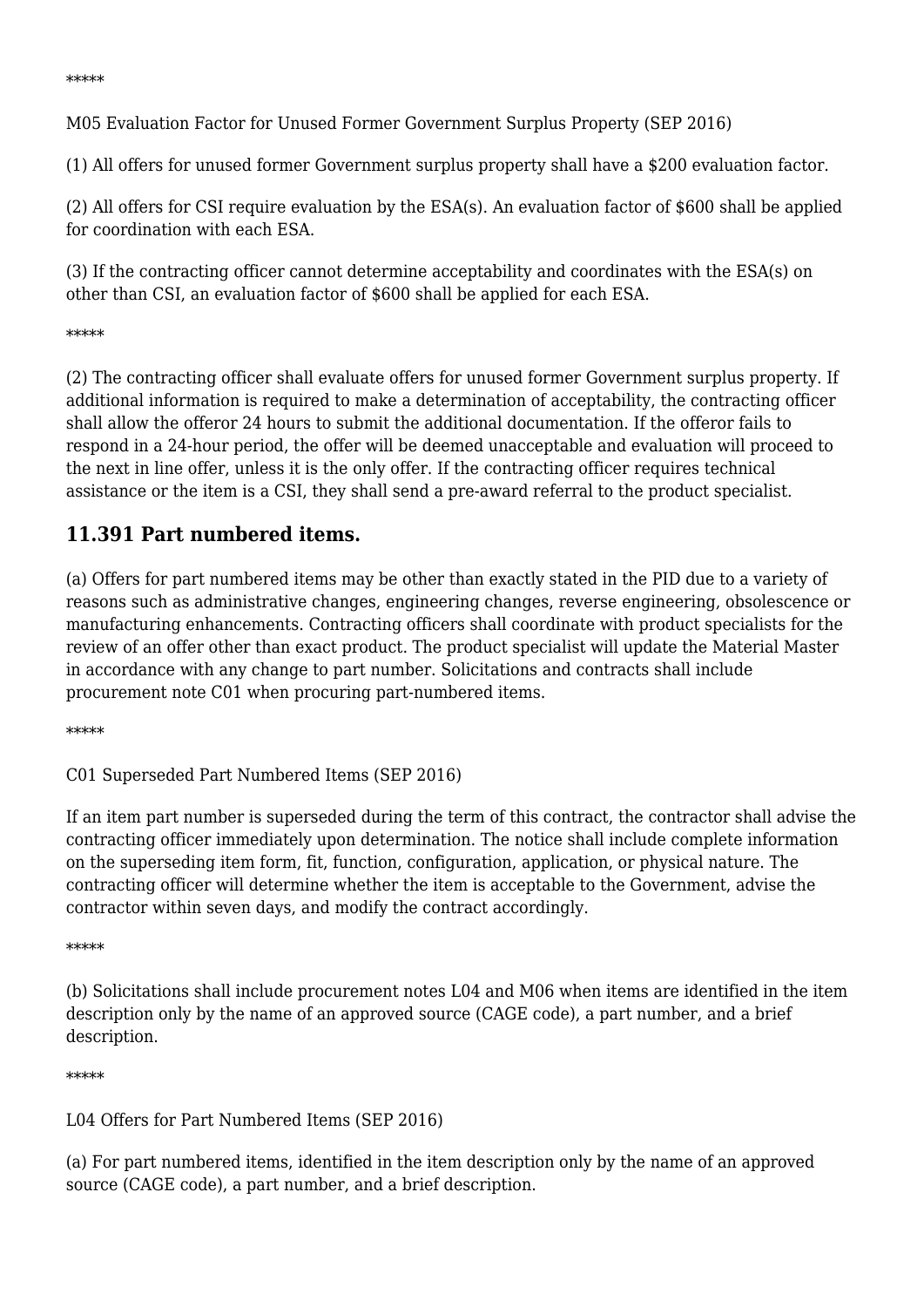*****

M05 Evaluation Factor for Unused Former Government Surplus Property (SEP 2016)

(1) All offers for unused former Government surplus property shall have a $200 evaluation factor.

(2) All offers for CSI require evaluation by the ESA(s). An evaluation factor of $600 shall be applied for coordination with each ESA.

(3) If the contracting officer cannot determine acceptability and coordinates with the ESA(s) on other than CSI, an evaluation factor of $600 shall be applied for each ESA.

*****

(2) The contracting officer shall evaluate offers for unused former Government surplus property. If additional information is required to make a determination of acceptability, the contracting officer shall allow the offeror 24 hours to submit the additional documentation. If the offeror fails to respond in a 24-hour period, the offer will be deemed unacceptable and evaluation will proceed to the next in line offer, unless it is the only offer. If the contracting officer requires technical assistance or the item is a CSI, they shall send a pre-award referral to the product specialist.

## 11.391 Part numbered items.

(a) Offers for part numbered items may be other than exactly stated in the PID due to a variety of reasons such as administrative changes, engineering changes, reverse engineering, obsolescence or manufacturing enhancements. Contracting officers shall coordinate with product specialists for the review of an offer other than exact product. The product specialist will update the Material Master in accordance with any change to part number. Solicitations and contracts shall include procurement note C01 when procuring part-numbered items.

*****

C01 Superseded Part Numbered Items (SEP 2016)

If an item part number is superseded during the term of this contract, the contractor shall advise the contracting officer immediately upon determination. The notice shall include complete information on the superseding item form, fit, function, configuration, application, or physical nature. The contracting officer will determine whether the item is acceptable to the Government, advise the contractor within seven days, and modify the contract accordingly.

*****

(b) Solicitations shall include procurement notes L04 and M06 when items are identified in the item description only by the name of an approved source (CAGE code), a part number, and a brief description.

*****

L04 Offers for Part Numbered Items (SEP 2016)

(a) For part numbered items, identified in the item description only by the name of an approved source (CAGE code), a part number, and a brief description.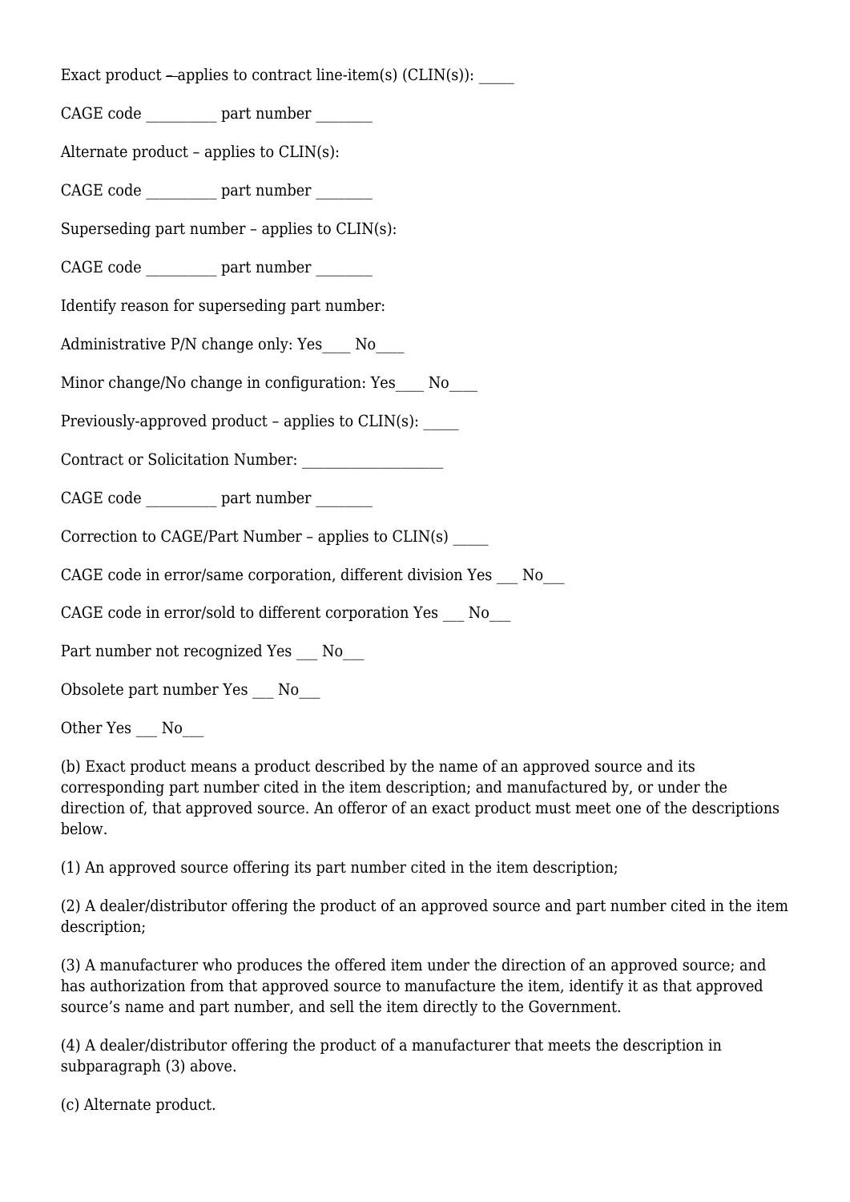Exact product – applies to contract line-item(s) (CLIN(s)): _____

CAGE code _________ part number ________

Alternate product – applies to CLIN(s):

CAGE code _________ part number ________

Superseding part number – applies to CLIN(s):

CAGE code _________ part number ________

Identify reason for superseding part number:

Administrative P/N change only: Yes____ No____

Minor change/No change in configuration: Yes____ No____

Previously-approved product – applies to CLIN(s): _____

Contract or Solicitation Number: ___________________

CAGE code _________ part number ________

Correction to CAGE/Part Number – applies to CLIN(s) _____

CAGE code in error/same corporation, different division Yes ___ No___

CAGE code in error/sold to different corporation Yes ___ No___

Part number not recognized Yes ___ No___

Obsolete part number Yes ___ No___

Other Yes ___ No___

(b) Exact product means a product described by the name of an approved source and its corresponding part number cited in the item description; and manufactured by, or under the direction of, that approved source. An offeror of an exact product must meet one of the descriptions below.

(1) An approved source offering its part number cited in the item description;

(2) A dealer/distributor offering the product of an approved source and part number cited in the item description;

(3) A manufacturer who produces the offered item under the direction of an approved source; and has authorization from that approved source to manufacture the item, identify it as that approved source's name and part number, and sell the item directly to the Government.

(4) A dealer/distributor offering the product of a manufacturer that meets the description in subparagraph (3) above.

(c) Alternate product.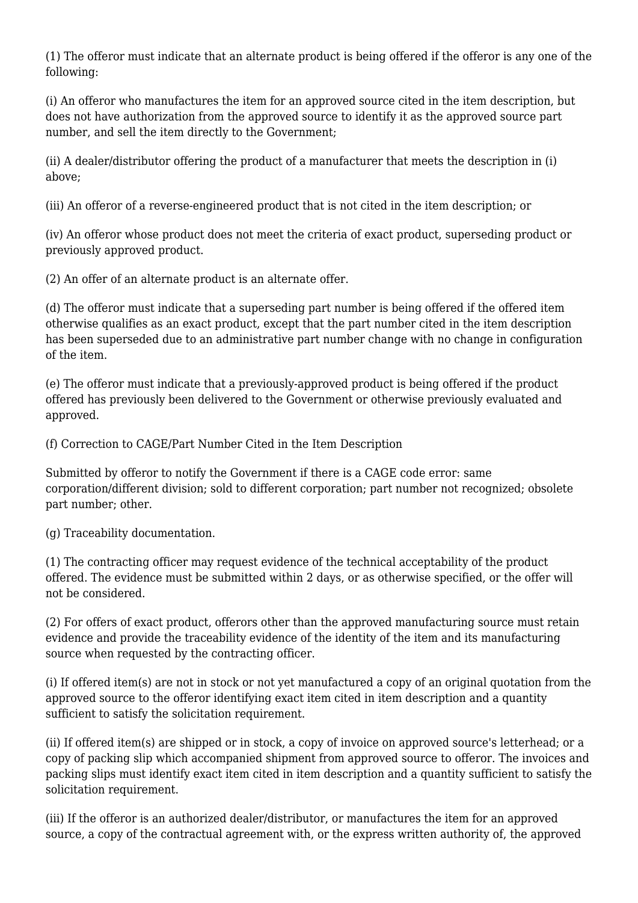(1) The offeror must indicate that an alternate product is being offered if the offeror is any one of the following:

(i) An offeror who manufactures the item for an approved source cited in the item description, but does not have authorization from the approved source to identify it as the approved source part number, and sell the item directly to the Government;

(ii) A dealer/distributor offering the product of a manufacturer that meets the description in (i) above;

(iii) An offeror of a reverse-engineered product that is not cited in the item description; or

(iv) An offeror whose product does not meet the criteria of exact product, superseding product or previously approved product.

(2) An offer of an alternate product is an alternate offer.

(d) The offeror must indicate that a superseding part number is being offered if the offered item otherwise qualifies as an exact product, except that the part number cited in the item description has been superseded due to an administrative part number change with no change in configuration of the item.

(e) The offeror must indicate that a previously-approved product is being offered if the product offered has previously been delivered to the Government or otherwise previously evaluated and approved.

(f) Correction to CAGE/Part Number Cited in the Item Description

Submitted by offeror to notify the Government if there is a CAGE code error: same corporation/different division; sold to different corporation; part number not recognized; obsolete part number; other.

(g) Traceability documentation.

(1) The contracting officer may request evidence of the technical acceptability of the product offered. The evidence must be submitted within 2 days, or as otherwise specified, or the offer will not be considered.

(2) For offers of exact product, offerors other than the approved manufacturing source must retain evidence and provide the traceability evidence of the identity of the item and its manufacturing source when requested by the contracting officer.

(i) If offered item(s) are not in stock or not yet manufactured a copy of an original quotation from the approved source to the offeror identifying exact item cited in item description and a quantity sufficient to satisfy the solicitation requirement.

(ii) If offered item(s) are shipped or in stock, a copy of invoice on approved source's letterhead; or a copy of packing slip which accompanied shipment from approved source to offeror. The invoices and packing slips must identify exact item cited in item description and a quantity sufficient to satisfy the solicitation requirement.

(iii) If the offeror is an authorized dealer/distributor, or manufactures the item for an approved source, a copy of the contractual agreement with, or the express written authority of, the approved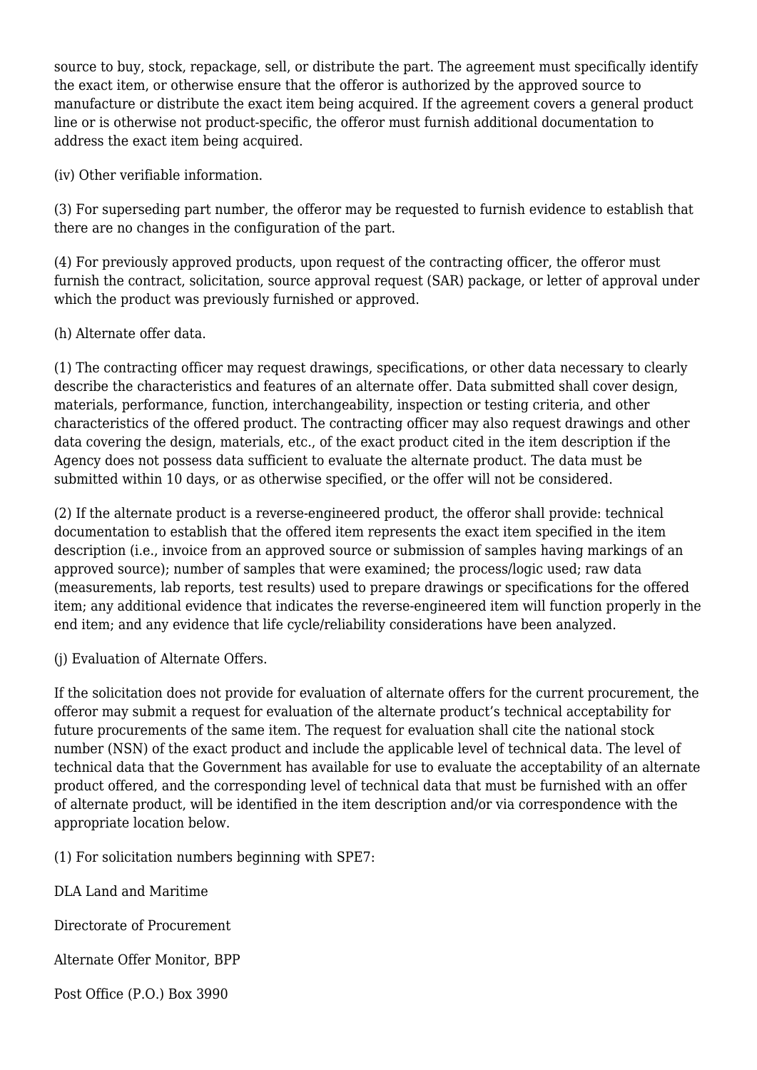source to buy, stock, repackage, sell, or distribute the part. The agreement must specifically identify the exact item, or otherwise ensure that the offeror is authorized by the approved source to manufacture or distribute the exact item being acquired. If the agreement covers a general product line or is otherwise not product-specific, the offeror must furnish additional documentation to address the exact item being acquired.

(iv) Other verifiable information.

(3) For superseding part number, the offeror may be requested to furnish evidence to establish that there are no changes in the configuration of the part.

(4) For previously approved products, upon request of the contracting officer, the offeror must furnish the contract, solicitation, source approval request (SAR) package, or letter of approval under which the product was previously furnished or approved.

(h) Alternate offer data.

(1) The contracting officer may request drawings, specifications, or other data necessary to clearly describe the characteristics and features of an alternate offer. Data submitted shall cover design, materials, performance, function, interchangeability, inspection or testing criteria, and other characteristics of the offered product. The contracting officer may also request drawings and other data covering the design, materials, etc., of the exact product cited in the item description if the Agency does not possess data sufficient to evaluate the alternate product. The data must be submitted within 10 days, or as otherwise specified, or the offer will not be considered.

(2) If the alternate product is a reverse-engineered product, the offeror shall provide: technical documentation to establish that the offered item represents the exact item specified in the item description (i.e., invoice from an approved source or submission of samples having markings of an approved source); number of samples that were examined; the process/logic used; raw data (measurements, lab reports, test results) used to prepare drawings or specifications for the offered item; any additional evidence that indicates the reverse-engineered item will function properly in the end item; and any evidence that life cycle/reliability considerations have been analyzed.

(j) Evaluation of Alternate Offers.

If the solicitation does not provide for evaluation of alternate offers for the current procurement, the offeror may submit a request for evaluation of the alternate product's technical acceptability for future procurements of the same item. The request for evaluation shall cite the national stock number (NSN) of the exact product and include the applicable level of technical data. The level of technical data that the Government has available for use to evaluate the acceptability of an alternate product offered, and the corresponding level of technical data that must be furnished with an offer of alternate product, will be identified in the item description and/or via correspondence with the appropriate location below.

(1) For solicitation numbers beginning with SPE7:

DLA Land and Maritime

Directorate of Procurement

Alternate Offer Monitor, BPP

Post Office (P.O.) Box 3990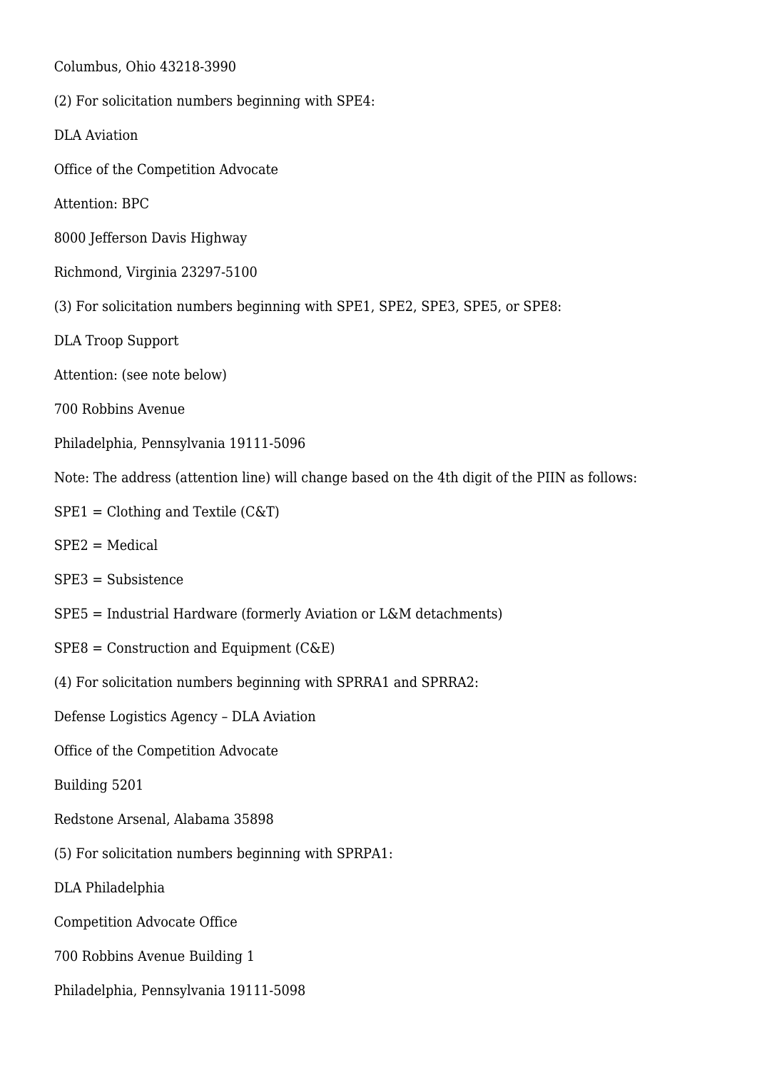Columbus, Ohio 43218-3990

(2) For solicitation numbers beginning with SPE4:

DLA Aviation

Office of the Competition Advocate

Attention: BPC

8000 Jefferson Davis Highway

Richmond, Virginia 23297-5100

(3) For solicitation numbers beginning with SPE1, SPE2, SPE3, SPE5, or SPE8:

DLA Troop Support

Attention: (see note below)

700 Robbins Avenue

Philadelphia, Pennsylvania 19111-5096

Note: The address (attention line) will change based on the 4th digit of the PIIN as follows:

SPE1 = Clothing and Textile (C&T)

SPE2 = Medical

SPE3 = Subsistence

SPE5 = Industrial Hardware (formerly Aviation or L&M detachments)

SPE8 = Construction and Equipment (C&E)

(4) For solicitation numbers beginning with SPRRA1 and SPRRA2:

Defense Logistics Agency – DLA Aviation

Office of the Competition Advocate

Building 5201

Redstone Arsenal, Alabama 35898

(5) For solicitation numbers beginning with SPRPA1:

DLA Philadelphia

Competition Advocate Office

700 Robbins Avenue Building 1

Philadelphia, Pennsylvania 19111-5098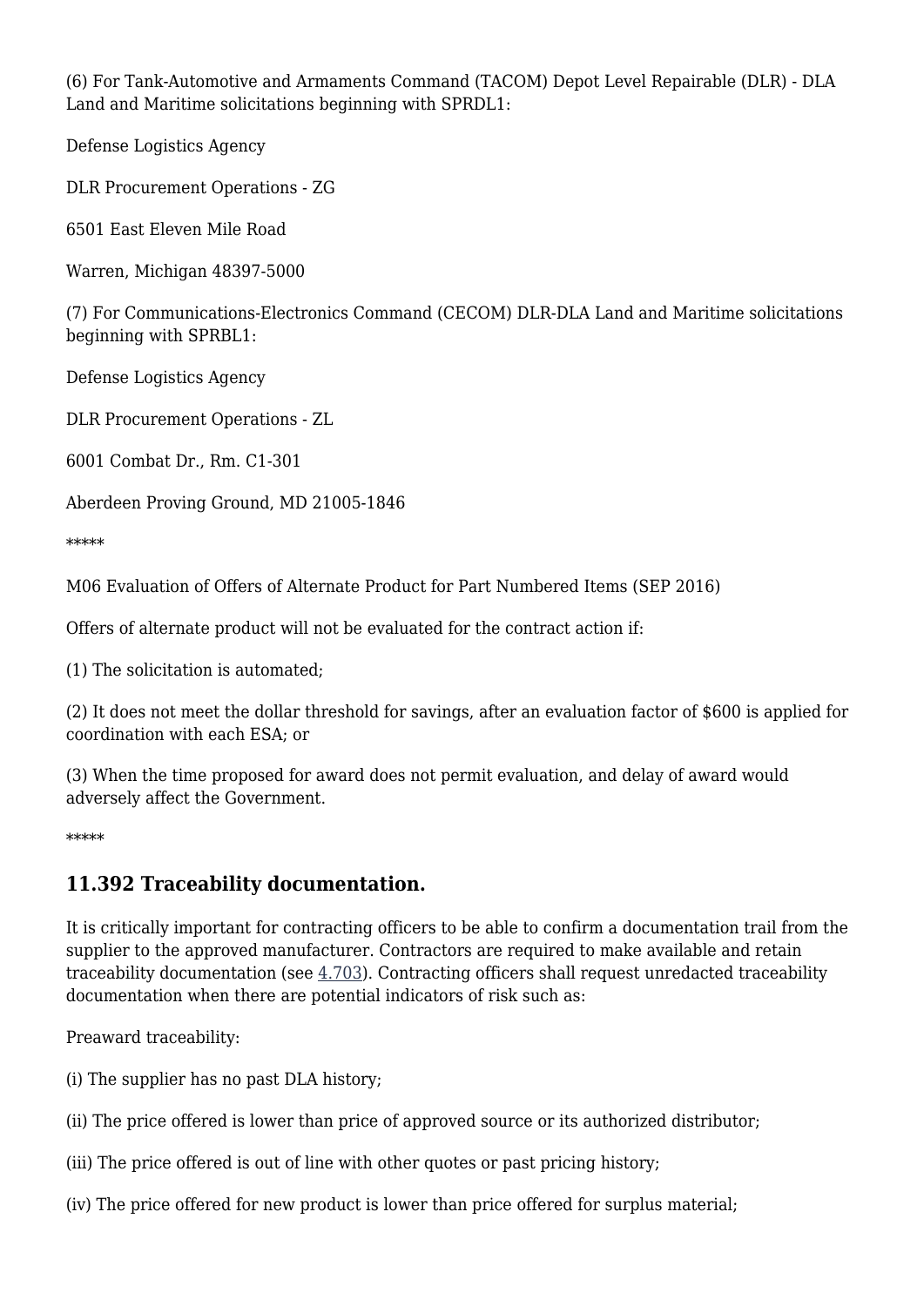(6) For Tank-Automotive and Armaments Command (TACOM) Depot Level Repairable (DLR) - DLA Land and Maritime solicitations beginning with SPRDL1:

Defense Logistics Agency

DLR Procurement Operations - ZG

6501 East Eleven Mile Road

Warren, Michigan 48397-5000

(7) For Communications-Electronics Command (CECOM) DLR-DLA Land and Maritime solicitations beginning with SPRBL1:

Defense Logistics Agency

DLR Procurement Operations - ZL

6001 Combat Dr., Rm. C1-301

Aberdeen Proving Ground, MD 21005-1846

*****

M06 Evaluation of Offers of Alternate Product for Part Numbered Items (SEP 2016)

Offers of alternate product will not be evaluated for the contract action if:

(1) The solicitation is automated;

(2) It does not meet the dollar threshold for savings, after an evaluation factor of $600 is applied for coordination with each ESA; or

(3) When the time proposed for award does not permit evaluation, and delay of award would adversely affect the Government.

*****

## 11.392 Traceability documentation.

It is critically important for contracting officers to be able to confirm a documentation trail from the supplier to the approved manufacturer. Contractors are required to make available and retain traceability documentation (see 4.703). Contracting officers shall request unredacted traceability documentation when there are potential indicators of risk such as:

Preaward traceability:

(i) The supplier has no past DLA history;

(ii) The price offered is lower than price of approved source or its authorized distributor;

(iii) The price offered is out of line with other quotes or past pricing history;

(iv) The price offered for new product is lower than price offered for surplus material;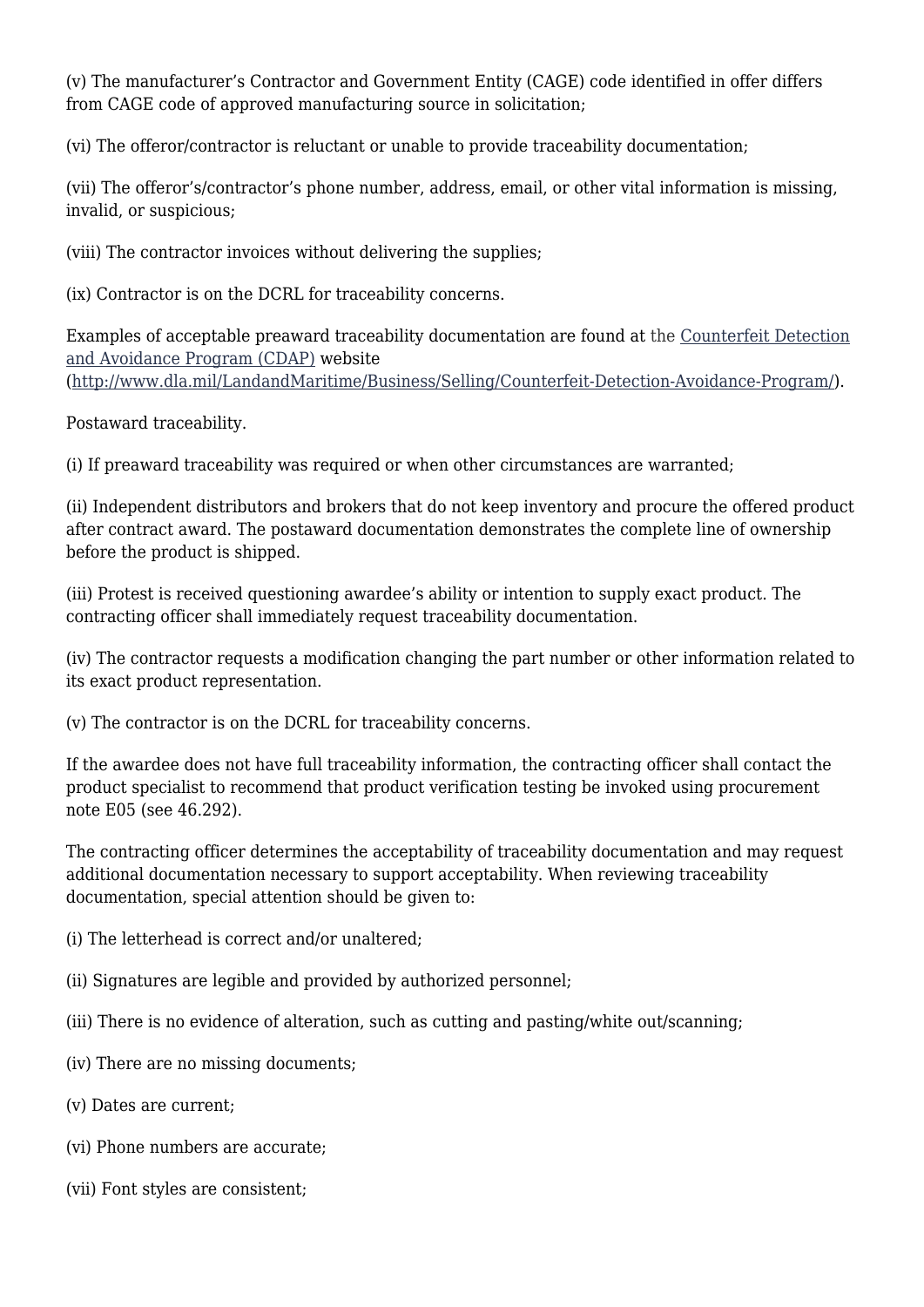(v) The manufacturer's Contractor and Government Entity (CAGE) code identified in offer differs from CAGE code of approved manufacturing source in solicitation;

(vi) The offeror/contractor is reluctant or unable to provide traceability documentation;

(vii) The offeror's/contractor's phone number, address, email, or other vital information is missing, invalid, or suspicious;

(viii) The contractor invoices without delivering the supplies;

(ix) Contractor is on the DCRL for traceability concerns.

Examples of acceptable preaward traceability documentation are found at the [Counterfeit Detection and Avoidance Program (CDAP)](http://www.dla.mil/LandandMaritime/Business/Selling/Counterfeit-Detection-Avoidance-Program/) website ([http://www.dla.mil/LandandMaritime/Business/Selling/Counterfeit-Detection-Avoidance-Program/](http://www.dla.mil/LandandMaritime/Business/Selling/Counterfeit-Detection-Avoidance-Program/)).

Postaward traceability.

(i) If preaward traceability was required or when other circumstances are warranted;

(ii) Independent distributors and brokers that do not keep inventory and procure the offered product after contract award. The postaward documentation demonstrates the complete line of ownership before the product is shipped.

(iii) Protest is received questioning awardee's ability or intention to supply exact product. The contracting officer shall immediately request traceability documentation.

(iv) The contractor requests a modification changing the part number or other information related to its exact product representation.

(v) The contractor is on the DCRL for traceability concerns.

If the awardee does not have full traceability information, the contracting officer shall contact the product specialist to recommend that product verification testing be invoked using procurement note E05 (see 46.292).

The contracting officer determines the acceptability of traceability documentation and may request additional documentation necessary to support acceptability. When reviewing traceability documentation, special attention should be given to:

(i) The letterhead is correct and/or unaltered;

(ii) Signatures are legible and provided by authorized personnel;

(iii) There is no evidence of alteration, such as cutting and pasting/white out/scanning;

(iv) There are no missing documents;

(v) Dates are current;

(vi) Phone numbers are accurate;

(vii) Font styles are consistent;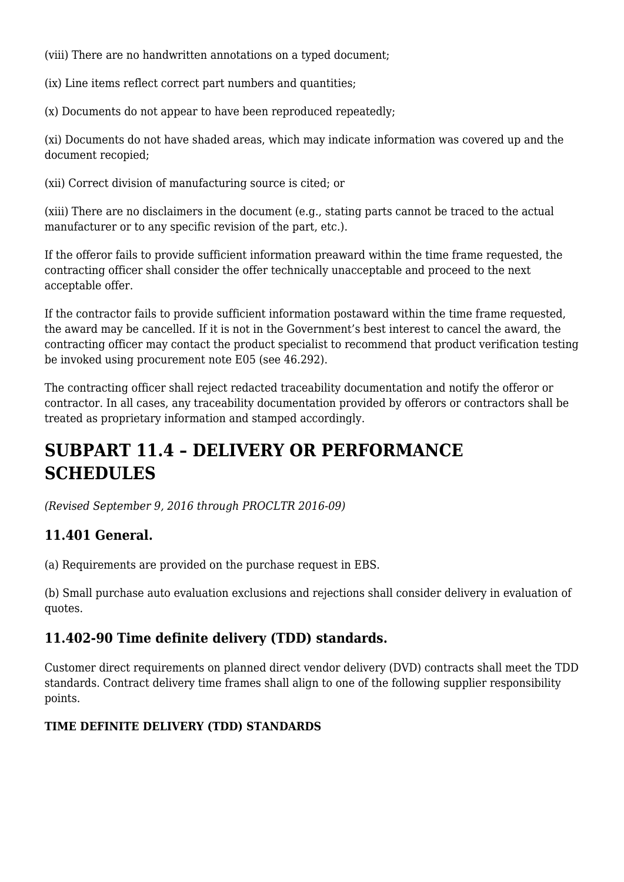(viii) There are no handwritten annotations on a typed document;

(ix) Line items reflect correct part numbers and quantities;

(x) Documents do not appear to have been reproduced repeatedly;

(xi) Documents do not have shaded areas, which may indicate information was covered up and the document recopied;

(xii) Correct division of manufacturing source is cited; or

(xiii) There are no disclaimers in the document (e.g., stating parts cannot be traced to the actual manufacturer or to any specific revision of the part, etc.).

If the offeror fails to provide sufficient information preaward within the time frame requested, the contracting officer shall consider the offer technically unacceptable and proceed to the next acceptable offer.

If the contractor fails to provide sufficient information postaward within the time frame requested, the award may be cancelled. If it is not in the Government's best interest to cancel the award, the contracting officer may contact the product specialist to recommend that product verification testing be invoked using procurement note E05 (see 46.292).

The contracting officer shall reject redacted traceability documentation and notify the offeror or contractor. In all cases, any traceability documentation provided by offerors or contractors shall be treated as proprietary information and stamped accordingly.

# SUBPART 11.4 – DELIVERY OR PERFORMANCE SCHEDULES

*(Revised September 9, 2016 through PROCLTR 2016-09)*

## 11.401 General.

(a) Requirements are provided on the purchase request in EBS.

(b) Small purchase auto evaluation exclusions and rejections shall consider delivery in evaluation of quotes.

## 11.402-90 Time definite delivery (TDD) standards.

Customer direct requirements on planned direct vendor delivery (DVD) contracts shall meet the TDD standards. Contract delivery time frames shall align to one of the following supplier responsibility points.

**TIME DEFINITE DELIVERY (TDD) STANDARDS**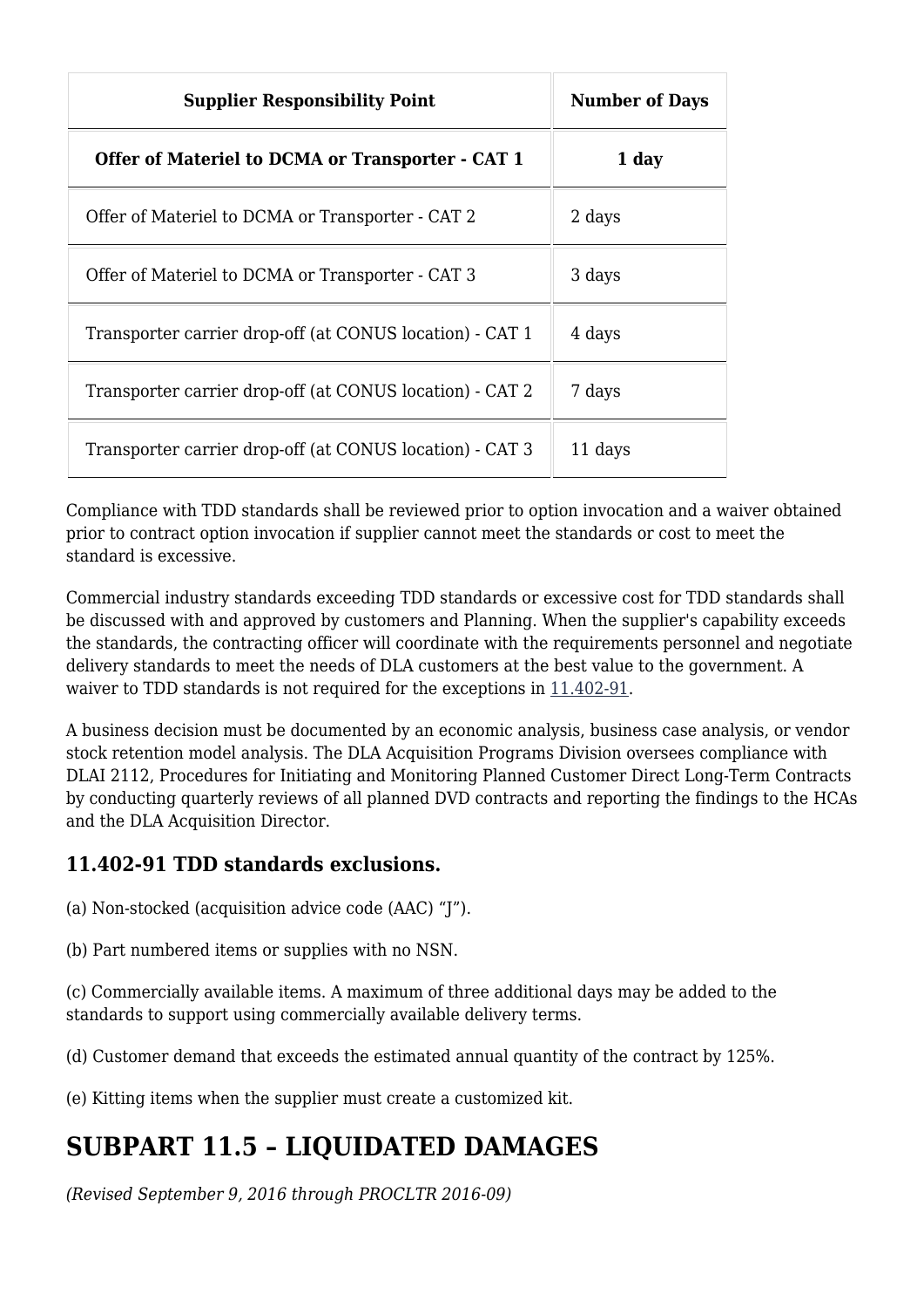| Supplier Responsibility Point | Number of Days |
| --- | --- |
| **Offer of Materiel to DCMA or Transporter - CAT 1** | **1 day** |
| Offer of Materiel to DCMA or Transporter - CAT 2 | 2 days |
| Offer of Materiel to DCMA or Transporter - CAT 3 | 3 days |
| Transporter carrier drop-off (at CONUS location) - CAT 1 | 4 days |
| Transporter carrier drop-off (at CONUS location) - CAT 2 | 7 days |
| Transporter carrier drop-off (at CONUS location) - CAT 3 | 11 days |

Compliance with TDD standards shall be reviewed prior to option invocation and a waiver obtained prior to contract option invocation if supplier cannot meet the standards or cost to meet the standard is excessive.

Commercial industry standards exceeding TDD standards or excessive cost for TDD standards shall be discussed with and approved by customers and Planning. When the supplier's capability exceeds the standards, the contracting officer will coordinate with the requirements personnel and negotiate delivery standards to meet the needs of DLA customers at the best value to the government. A waiver to TDD standards is not required for the exceptions in 11.402-91.

A business decision must be documented by an economic analysis, business case analysis, or vendor stock retention model analysis. The DLA Acquisition Programs Division oversees compliance with DLAI 2112, Procedures for Initiating and Monitoring Planned Customer Direct Long-Term Contracts by conducting quarterly reviews of all planned DVD contracts and reporting the findings to the HCAs and the DLA Acquisition Director.

### 11.402-91 TDD standards exclusions.

(a) Non-stocked (acquisition advice code (AAC) “J”).

(b) Part numbered items or supplies with no NSN.

(c) Commercially available items. A maximum of three additional days may be added to the standards to support using commercially available delivery terms.

(d) Customer demand that exceeds the estimated annual quantity of the contract by 125%.

(e) Kitting items when the supplier must create a customized kit.

## SUBPART 11.5 – LIQUIDATED DAMAGES

*(Revised September 9, 2016 through PROCLTR 2016-09)*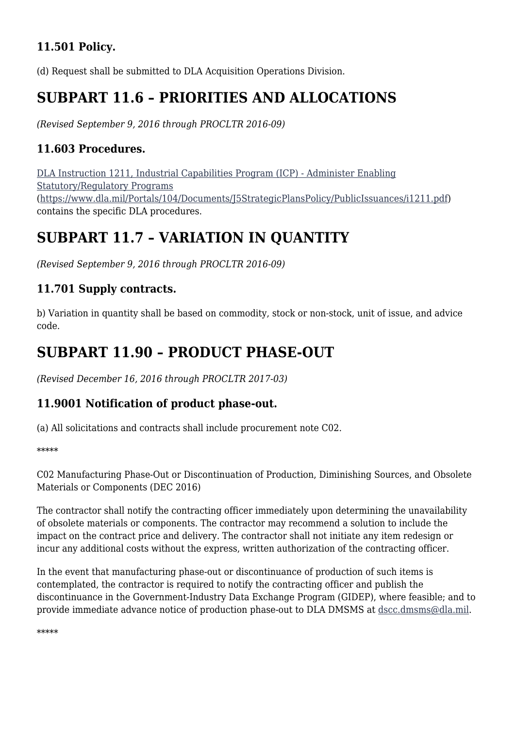### 11.501 Policy.

(d) Request shall be submitted to DLA Acquisition Operations Division.

## SUBPART 11.6 – PRIORITIES AND ALLOCATIONS

*(Revised September 9, 2016 through PROCLTR 2016-09)*

### 11.603 Procedures.

[DLA Instruction 1211, Industrial Capabilities Program (ICP) - Administer Enabling Statutory/Regulatory Programs](https://www.dla.mil/Portals/104/Documents/J5StrategicPlansPolicy/PublicIssuances/i1211.pdf) ([https://www.dla.mil/Portals/104/Documents/J5StrategicPlansPolicy/PublicIssuances/i1211.pdf](https://www.dla.mil/Portals/104/Documents/J5StrategicPlansPolicy/PublicIssuances/i1211.pdf)) contains the specific DLA procedures.

## SUBPART 11.7 – VARIATION IN QUANTITY

*(Revised September 9, 2016 through PROCLTR 2016-09)*

### 11.701 Supply contracts.

b) Variation in quantity shall be based on commodity, stock or non-stock, unit of issue, and advice code.

## SUBPART 11.90 – PRODUCT PHASE-OUT

*(Revised December 16, 2016 through PROCLTR 2017-03)*

### 11.9001 Notification of product phase-out.

(a) All solicitations and contracts shall include procurement note C02.

*****

C02 Manufacturing Phase-Out or Discontinuation of Production, Diminishing Sources, and Obsolete Materials or Components (DEC 2016)

The contractor shall notify the contracting officer immediately upon determining the unavailability of obsolete materials or components. The contractor may recommend a solution to include the impact on the contract price and delivery. The contractor shall not initiate any item redesign or incur any additional costs without the express, written authorization of the contracting officer.

In the event that manufacturing phase-out or discontinuance of production of such items is contemplated, the contractor is required to notify the contracting officer and publish the discontinuance in the Government-Industry Data Exchange Program (GIDEP), where feasible; and to provide immediate advance notice of production phase-out to DLA DMSMS at [dscc.dmsms@dla.mil](mailto:dscc.dmsms@dla.mil).

*****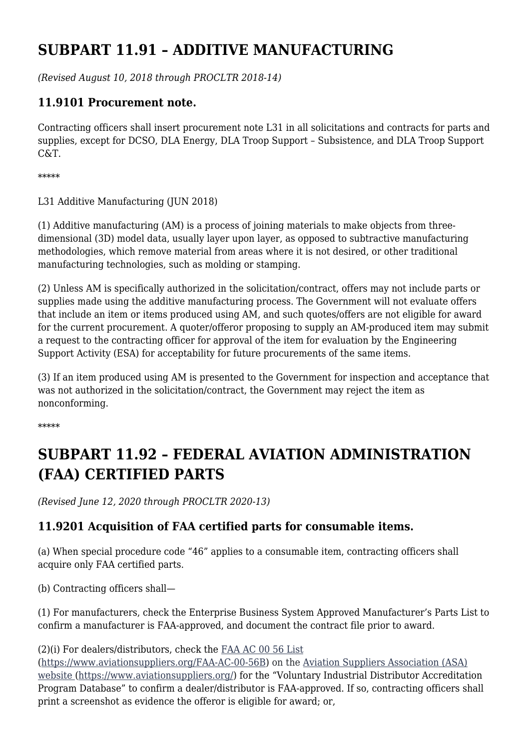# SUBPART 11.91 – ADDITIVE MANUFACTURING

*(Revised August 10, 2018 through PROCLTR 2018-14)*

### 11.9101 Procurement note.

Contracting officers shall insert procurement note L31 in all solicitations and contracts for parts and supplies, except for DCSO, DLA Energy, DLA Troop Support – Subsistence, and DLA Troop Support C&T.

*****

L31 Additive Manufacturing (JUN 2018)

(1) Additive manufacturing (AM) is a process of joining materials to make objects from three-dimensional (3D) model data, usually layer upon layer, as opposed to subtractive manufacturing methodologies, which remove material from areas where it is not desired, or other traditional manufacturing technologies, such as molding or stamping.

(2) Unless AM is specifically authorized in the solicitation/contract, offers may not include parts or supplies made using the additive manufacturing process. The Government will not evaluate offers that include an item or items produced using AM, and such quotes/offers are not eligible for award for the current procurement. A quoter/offeror proposing to supply an AM-produced item may submit a request to the contracting officer for approval of the item for evaluation by the Engineering Support Activity (ESA) for acceptability for future procurements of the same items.

(3) If an item produced using AM is presented to the Government for inspection and acceptance that was not authorized in the solicitation/contract, the Government may reject the item as nonconforming.

*****

# SUBPART 11.92 – FEDERAL AVIATION ADMINISTRATION (FAA) CERTIFIED PARTS

*(Revised June 12, 2020 through PROCLTR 2020-13)*

### 11.9201 Acquisition of FAA certified parts for consumable items.

(a) When special procedure code "46" applies to a consumable item, contracting officers shall acquire only FAA certified parts.

(b) Contracting officers shall—

(1) For manufacturers, check the Enterprise Business System Approved Manufacturer's Parts List to confirm a manufacturer is FAA-approved, and document the contract file prior to award.

(2)(i) For dealers/distributors, check the [FAA AC 00 56 List](https://www.aviationsuppliers.org/FAA-AC-00-56B) (https://www.aviationsuppliers.org/FAA-AC-00-56B) on the [Aviation Suppliers Association (ASA) website](https://www.aviationsuppliers.org/) (https://www.aviationsuppliers.org/) for the "Voluntary Industrial Distributor Accreditation Program Database" to confirm a dealer/distributor is FAA-approved. If so, contracting officers shall print a screenshot as evidence the offeror is eligible for award; or,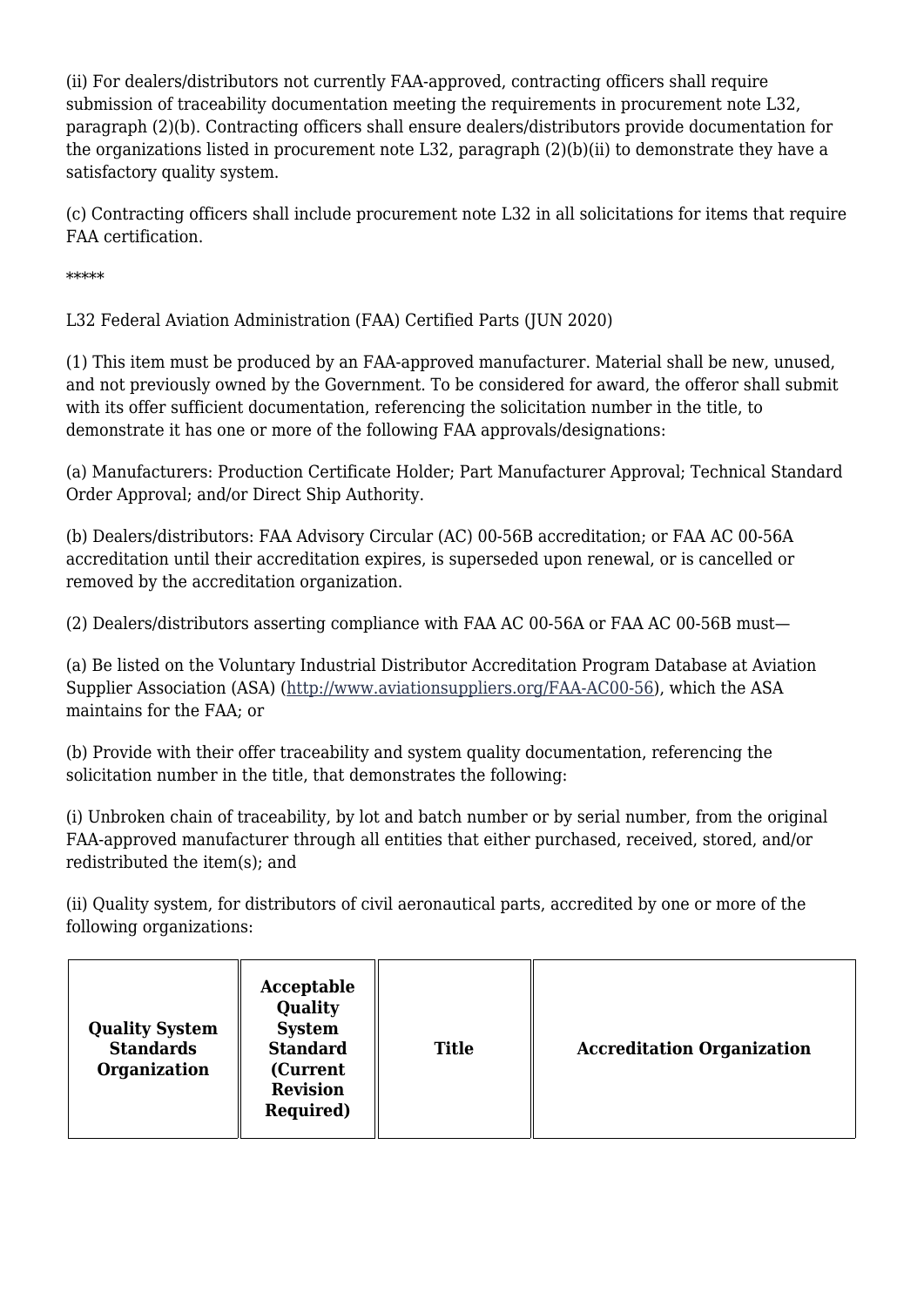(ii) For dealers/distributors not currently FAA-approved, contracting officers shall require submission of traceability documentation meeting the requirements in procurement note L32, paragraph (2)(b). Contracting officers shall ensure dealers/distributors provide documentation for the organizations listed in procurement note L32, paragraph (2)(b)(ii) to demonstrate they have a satisfactory quality system.

(c) Contracting officers shall include procurement note L32 in all solicitations for items that require FAA certification.

*****

L32 Federal Aviation Administration (FAA) Certified Parts (JUN 2020)

(1) This item must be produced by an FAA-approved manufacturer. Material shall be new, unused, and not previously owned by the Government. To be considered for award, the offeror shall submit with its offer sufficient documentation, referencing the solicitation number in the title, to demonstrate it has one or more of the following FAA approvals/designations:

(a) Manufacturers: Production Certificate Holder; Part Manufacturer Approval; Technical Standard Order Approval; and/or Direct Ship Authority.

(b) Dealers/distributors: FAA Advisory Circular (AC) 00-56B accreditation; or FAA AC 00-56A accreditation until their accreditation expires, is superseded upon renewal, or is cancelled or removed by the accreditation organization.

(2) Dealers/distributors asserting compliance with FAA AC 00-56A or FAA AC 00-56B must—

(a) Be listed on the Voluntary Industrial Distributor Accreditation Program Database at Aviation Supplier Association (ASA) (http://www.aviationsuppliers.org/FAA-AC00-56), which the ASA maintains for the FAA; or

(b) Provide with their offer traceability and system quality documentation, referencing the solicitation number in the title, that demonstrates the following:

(i) Unbroken chain of traceability, by lot and batch number or by serial number, from the original FAA-approved manufacturer through all entities that either purchased, received, stored, and/or redistributed the item(s); and

(ii) Quality system, for distributors of civil aeronautical parts, accredited by one or more of the following organizations:

| Quality System Standards Organization | Acceptable Quality System Standard (Current Revision Required) | Title | Accreditation Organization |
|---|---|---|---|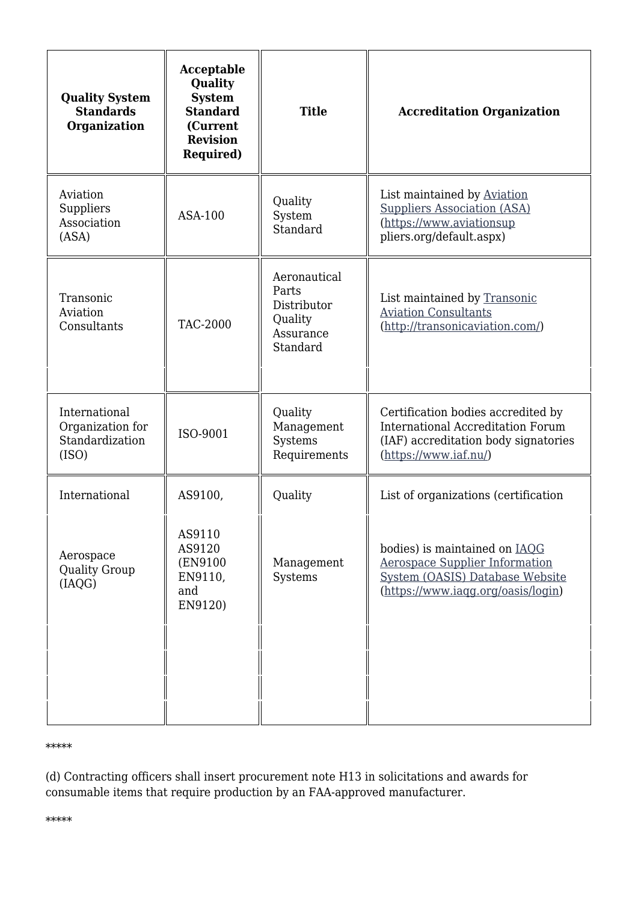| Quality System Standards Organization | Acceptable Quality System Standard (Current Revision Required) | Title | Accreditation Organization |
|---|---|---|---|
| Aviation Suppliers Association (ASA) | ASA-100 | Quality System Standard | List maintained by Aviation Suppliers Association (ASA) (https://www.aviationsuppliers.org/default.aspx) |
| Transonic Aviation Consultants | TAC-2000 | Aeronautical Parts Distributor Quality Assurance Standard | List maintained by Transonic Aviation Consultants (http://transonicaviation.com/) |
| International Organization for Standardization (ISO) | ISO-9001 | Quality Management Systems Requirements | Certification bodies accredited by International Accreditation Forum (IAF) accreditation body signatories (https://www.iaf.nu/) |
| International Aerospace Quality Group (IAQG) | AS9100, AS9110 AS9120 (EN9100 EN9110, and EN9120) | Quality Management Systems | List of organizations (certification bodies) is maintained on IAQG Aerospace Supplier Information System (OASIS) Database Website (https://www.iaqg.org/oasis/login) |

*****

(d) Contracting officers shall insert procurement note H13 in solicitations and awards for consumable items that require production by an FAA-approved manufacturer.

*****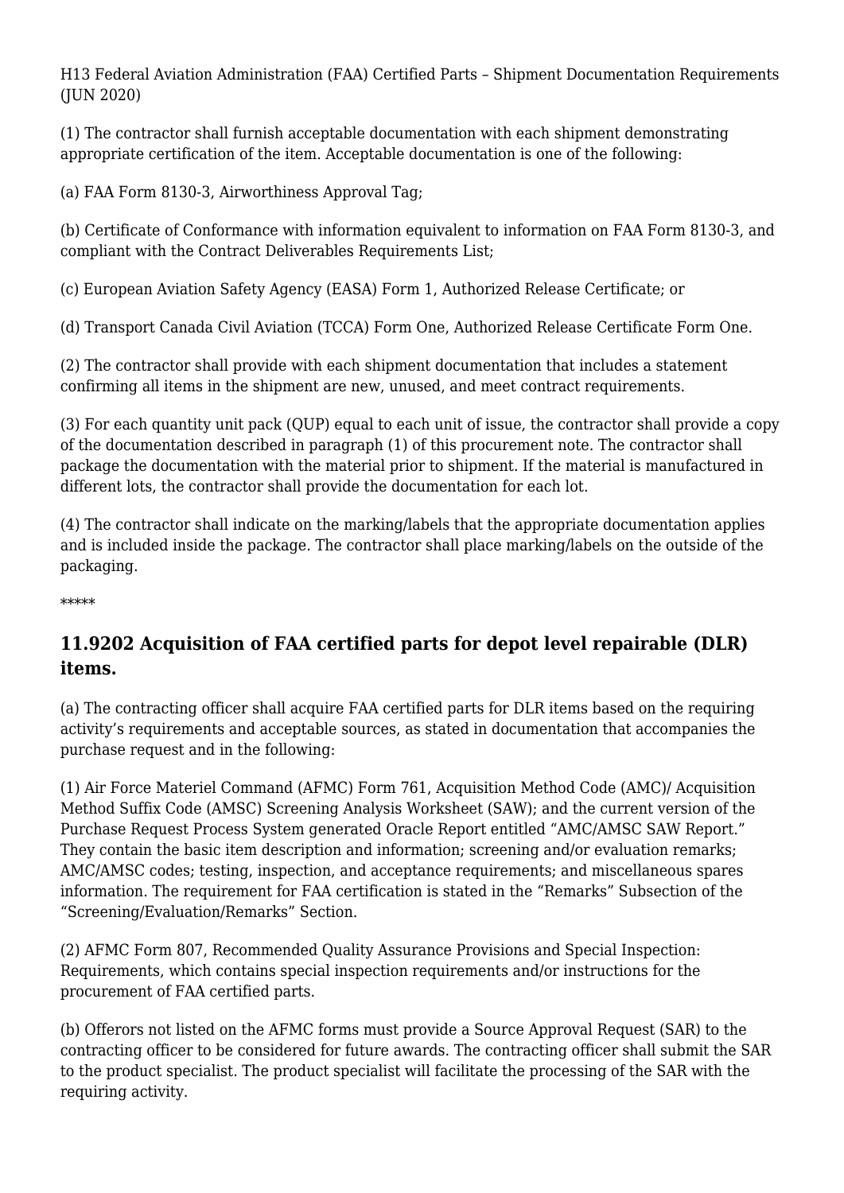H13 Federal Aviation Administration (FAA) Certified Parts – Shipment Documentation Requirements (JUN 2020)

(1) The contractor shall furnish acceptable documentation with each shipment demonstrating appropriate certification of the item. Acceptable documentation is one of the following:

(a) FAA Form 8130-3, Airworthiness Approval Tag;

(b) Certificate of Conformance with information equivalent to information on FAA Form 8130-3, and compliant with the Contract Deliverables Requirements List;

(c) European Aviation Safety Agency (EASA) Form 1, Authorized Release Certificate; or

(d) Transport Canada Civil Aviation (TCCA) Form One, Authorized Release Certificate Form One.

(2) The contractor shall provide with each shipment documentation that includes a statement confirming all items in the shipment are new, unused, and meet contract requirements.

(3) For each quantity unit pack (QUP) equal to each unit of issue, the contractor shall provide a copy of the documentation described in paragraph (1) of this procurement note. The contractor shall package the documentation with the material prior to shipment. If the material is manufactured in different lots, the contractor shall provide the documentation for each lot.

(4) The contractor shall indicate on the marking/labels that the appropriate documentation applies and is included inside the package. The contractor shall place marking/labels on the outside of the packaging.

*****

## 11.9202 Acquisition of FAA certified parts for depot level repairable (DLR) items.

(a) The contracting officer shall acquire FAA certified parts for DLR items based on the requiring activity's requirements and acceptable sources, as stated in documentation that accompanies the purchase request and in the following:

(1) Air Force Materiel Command (AFMC) Form 761, Acquisition Method Code (AMC)/ Acquisition Method Suffix Code (AMSC) Screening Analysis Worksheet (SAW); and the current version of the Purchase Request Process System generated Oracle Report entitled "AMC/AMSC SAW Report." They contain the basic item description and information; screening and/or evaluation remarks; AMC/AMSC codes; testing, inspection, and acceptance requirements; and miscellaneous spares information. The requirement for FAA certification is stated in the "Remarks" Subsection of the "Screening/Evaluation/Remarks" Section.

(2) AFMC Form 807, Recommended Quality Assurance Provisions and Special Inspection: Requirements, which contains special inspection requirements and/or instructions for the procurement of FAA certified parts.

(b) Offerors not listed on the AFMC forms must provide a Source Approval Request (SAR) to the contracting officer to be considered for future awards. The contracting officer shall submit the SAR to the product specialist. The product specialist will facilitate the processing of the SAR with the requiring activity.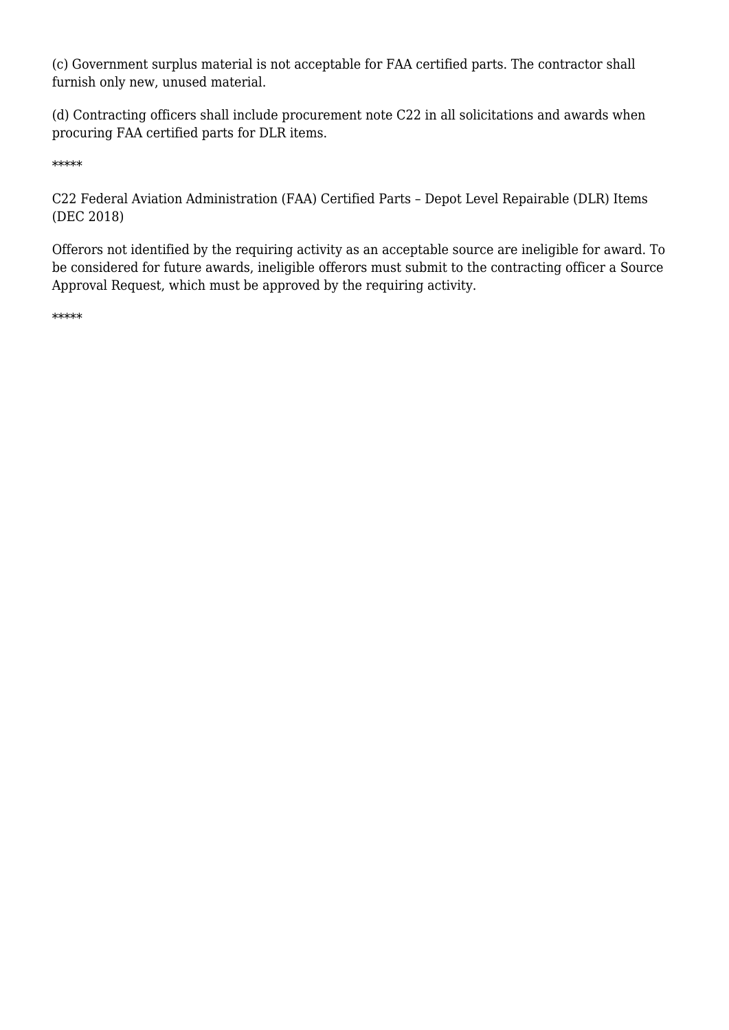(c) Government surplus material is not acceptable for FAA certified parts. The contractor shall furnish only new, unused material.

(d) Contracting officers shall include procurement note C22 in all solicitations and awards when procuring FAA certified parts for DLR items.

*****

C22 Federal Aviation Administration (FAA) Certified Parts – Depot Level Repairable (DLR) Items (DEC 2018)

Offerors not identified by the requiring activity as an acceptable source are ineligible for award. To be considered for future awards, ineligible offerors must submit to the contracting officer a Source Approval Request, which must be approved by the requiring activity.

*****